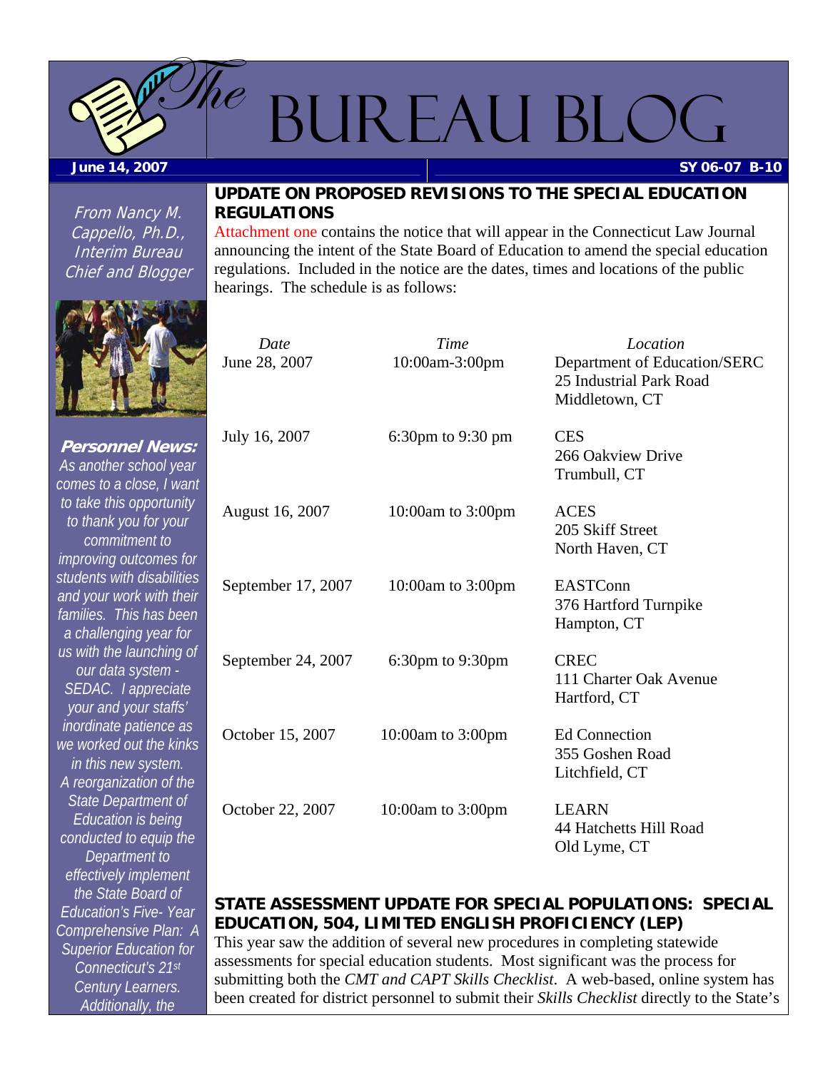# The Bureau Blog

**June 14, 2007** | **SY 06-07 B-10**

## UPDATE ON PROPOSED REVISIONS TO THE SPECIAL EDUCATION REGULATIONS

Attachment one contains the notice that will appear in the Connecticut Law Journal announcing the intent of the State Board of Education to amend the special education regulations. Included in the notice are the dates, times and locations of the public hearings. The schedule is as follows:

| *Date* | *Time* | *Location* |
|---|---|---|
| June 28, 2007 | 10:00am-3:00pm | Department of Education/SERC, 25 Industrial Park Road, Middletown, CT |
| July 16, 2007 | 6:30pm to 9:30 pm | CES, 266 Oakview Drive, Trumbull, CT |
| August 16, 2007 | 10:00am to 3:00pm | ACES, 205 Skiff Street, North Haven, CT |
| September 17, 2007 | 10:00am to 3:00pm | EASTConn, 376 Hartford Turnpike, Hampton, CT |
| September 24, 2007 | 6:30pm to 9:30pm | CREC, 111 Charter Oak Avenue, Hartford, CT |
| October 15, 2007 | 10:00am to 3:00pm | Ed Connection, 355 Goshen Road, Litchfield, CT |
| October 22, 2007 | 10:00am to 3:00pm | LEARN, 44 Hatchetts Hill Road, Old Lyme, CT |

## STATE ASSESSMENT UPDATE FOR SPECIAL POPULATIONS: SPECIAL EDUCATION, 504, LIMITED ENGLISH PROFICIENCY (LEP)

This year saw the addition of several new procedures in completing statewide assessments for special education students. Most significant was the process for submitting both the *CMT and CAPT Skills Checklist*. A web-based, online system has been created for district personnel to submit their *Skills Checklist* directly to the State's

*From Nancy M. Cappello, Ph.D., Interim Bureau Chief and Blogger*

***Personnel News:***
*As another school year comes to a close, I want to take this opportunity to thank you for your commitment to improving outcomes for students with disabilities and your work with their families. This has been a challenging year for us with the launching of our data system - SEDAC. I appreciate your and your staffs' inordinate patience as we worked out the kinks in this new system. A reorganization of the State Department of Education is being conducted to equip the Department to effectively implement the State Board of Education's Five- Year Comprehensive Plan: A Superior Education for Connecticut's 21st Century Learners. Additionally, the*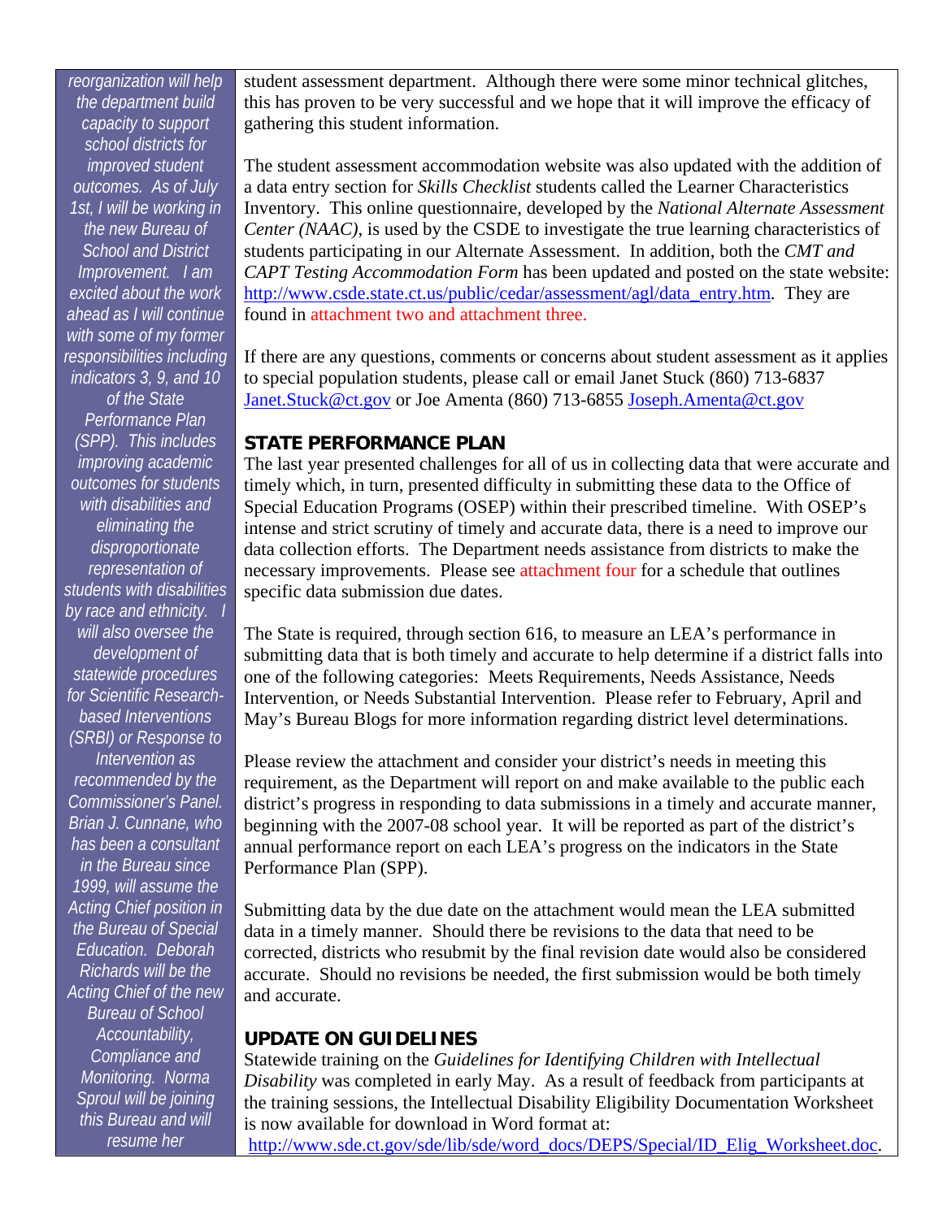*reorganization will help the department build capacity to support school districts for improved student outcomes. As of July 1st, I will be working in the new Bureau of School and District Improvement. I am excited about the work ahead as I will continue with some of my former responsibilities including indicators 3, 9, and 10 of the State Performance Plan (SPP). This includes improving academic outcomes for students with disabilities and eliminating the disproportionate representation of students with disabilities by race and ethnicity. I will also oversee the development of statewide procedures for Scientific Research-based Interventions (SRBI) or Response to Intervention as recommended by the Commissioner's Panel. Brian J. Cunnane, who has been a consultant in the Bureau since 1999, will assume the Acting Chief position in the Bureau of Special Education. Deborah Richards will be the Acting Chief of the new Bureau of School Accountability, Compliance and Monitoring. Norma Sproul will be joining this Bureau and will resume her*

student assessment department. Although there were some minor technical glitches, this has proven to be very successful and we hope that it will improve the efficacy of gathering this student information.

The student assessment accommodation website was also updated with the addition of a data entry section for *Skills Checklist* students called the Learner Characteristics Inventory. This online questionnaire, developed by the *National Alternate Assessment Center (NAAC)*, is used by the CSDE to investigate the true learning characteristics of students participating in our Alternate Assessment. In addition, both the *CMT and CAPT Testing Accommodation Form* has been updated and posted on the state website: http://www.csde.state.ct.us/public/cedar/assessment/agl/data_entry.htm. They are found in attachment two and attachment three.

If there are any questions, comments or concerns about student assessment as it applies to special population students, please call or email Janet Stuck (860) 713-6837 Janet.Stuck@ct.gov or Joe Amenta (860) 713-6855 Joseph.Amenta@ct.gov

## STATE PERFORMANCE PLAN

The last year presented challenges for all of us in collecting data that were accurate and timely which, in turn, presented difficulty in submitting these data to the Office of Special Education Programs (OSEP) within their prescribed timeline. With OSEP's intense and strict scrutiny of timely and accurate data, there is a need to improve our data collection efforts. The Department needs assistance from districts to make the necessary improvements. Please see attachment four for a schedule that outlines specific data submission due dates.

The State is required, through section 616, to measure an LEA's performance in submitting data that is both timely and accurate to help determine if a district falls into one of the following categories: Meets Requirements, Needs Assistance, Needs Intervention, or Needs Substantial Intervention. Please refer to February, April and May's Bureau Blogs for more information regarding district level determinations.

Please review the attachment and consider your district's needs in meeting this requirement, as the Department will report on and make available to the public each district's progress in responding to data submissions in a timely and accurate manner, beginning with the 2007-08 school year. It will be reported as part of the district's annual performance report on each LEA's progress on the indicators in the State Performance Plan (SPP).

Submitting data by the due date on the attachment would mean the LEA submitted data in a timely manner. Should there be revisions to the data that need to be corrected, districts who resubmit by the final revision date would also be considered accurate. Should no revisions be needed, the first submission would be both timely and accurate.

## UPDATE ON GUIDELINES

Statewide training on the *Guidelines for Identifying Children with Intellectual Disability* was completed in early May. As a result of feedback from participants at the training sessions, the Intellectual Disability Eligibility Documentation Worksheet is now available for download in Word format at: http://www.sde.ct.gov/sde/lib/sde/word_docs/DEPS/Special/ID_Elig_Worksheet.doc.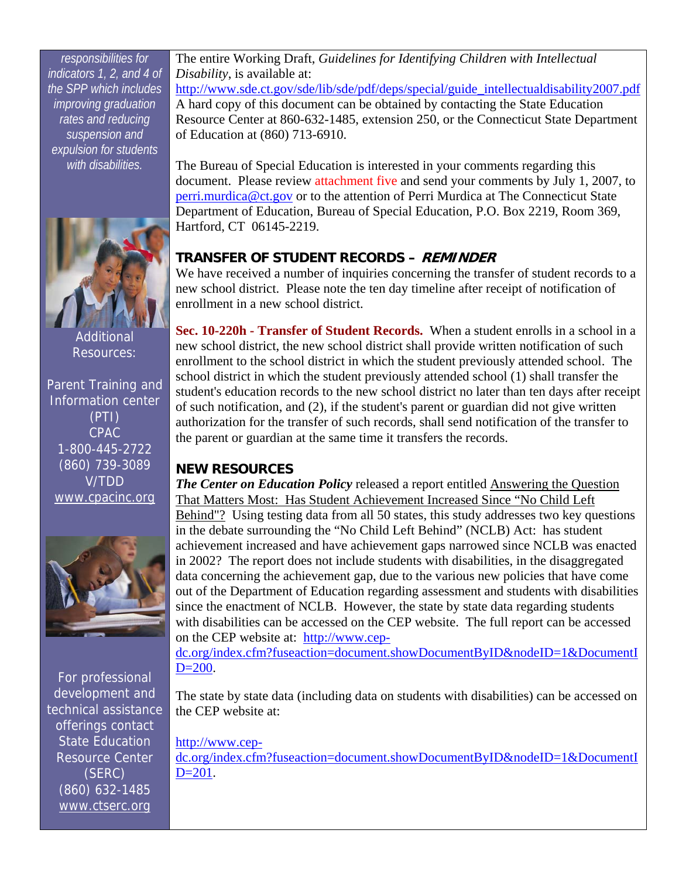*responsibilities for indicators 1, 2, and 4 of the SPP which includes improving graduation rates and reducing suspension and expulsion for students with disabilities.*

The entire Working Draft, *Guidelines for Identifying Children with Intellectual Disability*, is available at: http://www.sde.ct.gov/sde/lib/sde/pdf/deps/special/guide_intellectualdisability2007.pdf A hard copy of this document can be obtained by contacting the State Education Resource Center at 860-632-1485, extension 250, or the Connecticut State Department of Education at (860) 713-6910.

The Bureau of Special Education is interested in your comments regarding this document. Please review attachment five and send your comments by July 1, 2007, to perri.murdica@ct.gov or to the attention of Perri Murdica at The Connecticut State Department of Education, Bureau of Special Education, P.O. Box 2219, Room 369, Hartford, CT 06145-2219.

## TRANSFER OF STUDENT RECORDS – *REMINDER*

We have received a number of inquiries concerning the transfer of student records to a new school district. Please note the ten day timeline after receipt of notification of enrollment in a new school district.

**Sec. 10-220h - Transfer of Student Records.** When a student enrolls in a school in a new school district, the new school district shall provide written notification of such enrollment to the school district in which the student previously attended school. The school district in which the student previously attended school (1) shall transfer the student's education records to the new school district no later than ten days after receipt of such notification, and (2), if the student's parent or guardian did not give written authorization for the transfer of such records, shall send notification of the transfer to the parent or guardian at the same time it transfers the records.

## NEW RESOURCES

***The Center on Education Policy*** released a report entitled Answering the Question That Matters Most: Has Student Achievement Increased Since "No Child Left Behind"? Using testing data from all 50 states, this study addresses two key questions in the debate surrounding the "No Child Left Behind" (NCLB) Act: has student achievement increased and have achievement gaps narrowed since NCLB was enacted in 2002? The report does not include students with disabilities, in the disaggregated data concerning the achievement gap, due to the various new policies that have come out of the Department of Education regarding assessment and students with disabilities since the enactment of NCLB. However, the state by state data regarding students with disabilities can be accessed on the CEP website. The full report can be accessed on the CEP website at: http://www.cep-dc.org/index.cfm?fuseaction=document.showDocumentByID&nodeID=1&DocumentID=200.

The state by state data (including data on students with disabilities) can be accessed on the CEP website at:

http://www.cep-dc.org/index.cfm?fuseaction=document.showDocumentByID&nodeID=1&DocumentID=201.

Additional Resources:

Parent Training and Information center (PTI)
CPAC
1-800-445-2722
(860) 739-3089
V/TDD
www.cpacinc.org

For professional development and technical assistance offerings contact State Education Resource Center (SERC)
(860) 632-1485
www.ctserc.org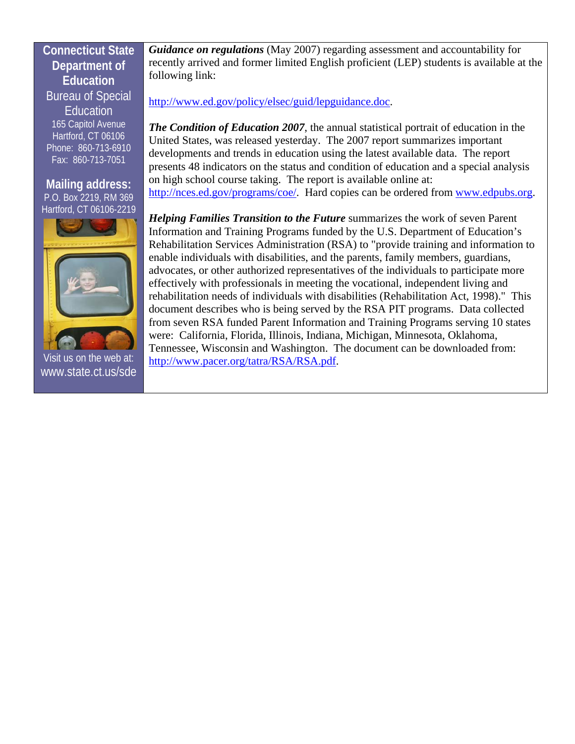**Connecticut State Department of Education**
Bureau of Special Education
165 Capitol Avenue
Hartford, CT 06106
Phone: 860-713-6910
Fax: 860-713-7051

**Mailing address:**
P.O. Box 2219, RM 369
Hartford, CT 06106-2219

Visit us on the web at:
www.state.ct.us/sde

***Guidance on regulations*** (May 2007) regarding assessment and accountability for recently arrived and former limited English proficient (LEP) students is available at the following link:

http://www.ed.gov/policy/elsec/guid/lepguidance.doc.

***The Condition of Education 2007***, the annual statistical portrait of education in the United States, was released yesterday. The 2007 report summarizes important developments and trends in education using the latest available data. The report presents 48 indicators on the status and condition of education and a special analysis on high school course taking. The report is available online at: http://nces.ed.gov/programs/coe/. Hard copies can be ordered from www.edpubs.org.

***Helping Families Transition to the Future*** summarizes the work of seven Parent Information and Training Programs funded by the U.S. Department of Education's Rehabilitation Services Administration (RSA) to "provide training and information to enable individuals with disabilities, and the parents, family members, guardians, advocates, or other authorized representatives of the individuals to participate more effectively with professionals in meeting the vocational, independent living and rehabilitation needs of individuals with disabilities (Rehabilitation Act, 1998)." This document describes who is being served by the RSA PIT programs. Data collected from seven RSA funded Parent Information and Training Programs serving 10 states were: California, Florida, Illinois, Indiana, Michigan, Minnesota, Oklahoma, Tennessee, Wisconsin and Washington. The document can be downloaded from: http://www.pacer.org/tatra/RSA/RSA.pdf.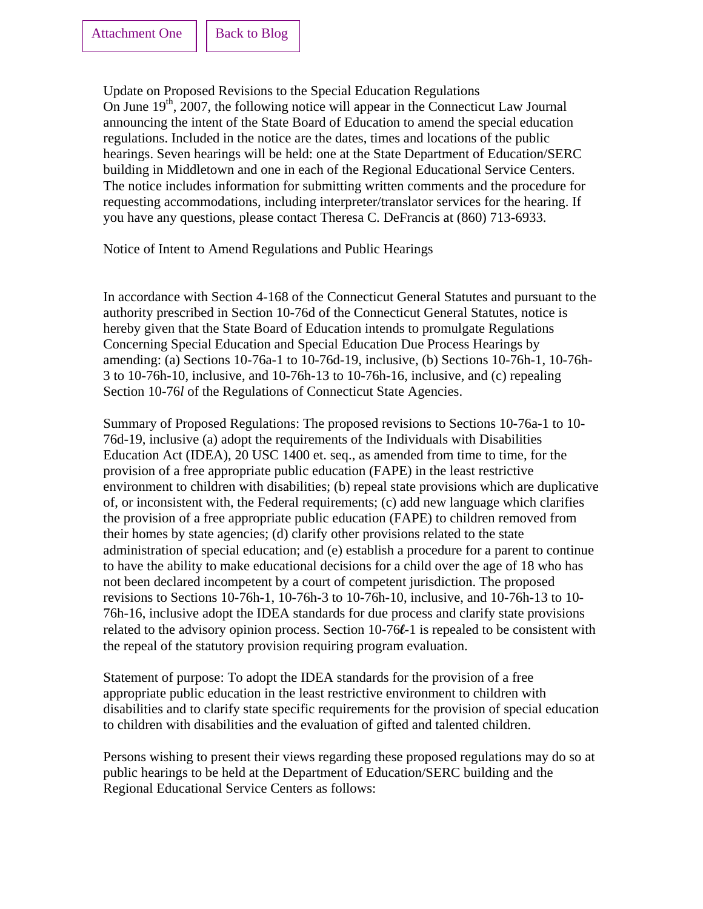Attachment One | Back to Blog

Update on Proposed Revisions to the Special Education Regulations

On June 19th, 2007, the following notice will appear in the Connecticut Law Journal announcing the intent of the State Board of Education to amend the special education regulations. Included in the notice are the dates, times and locations of the public hearings. Seven hearings will be held: one at the State Department of Education/SERC building in Middletown and one in each of the Regional Educational Service Centers. The notice includes information for submitting written comments and the procedure for requesting accommodations, including interpreter/translator services for the hearing. If you have any questions, please contact Theresa C. DeFrancis at (860) 713-6933.

Notice of Intent to Amend Regulations and Public Hearings

In accordance with Section 4-168 of the Connecticut General Statutes and pursuant to the authority prescribed in Section 10-76d of the Connecticut General Statutes, notice is hereby given that the State Board of Education intends to promulgate Regulations Concerning Special Education and Special Education Due Process Hearings by amending: (a) Sections 10-76a-1 to 10-76d-19, inclusive, (b) Sections 10-76h-1, 10-76h-3 to 10-76h-10, inclusive, and 10-76h-13 to 10-76h-16, inclusive, and (c) repealing Section 10-76*l* of the Regulations of Connecticut State Agencies.

Summary of Proposed Regulations: The proposed revisions to Sections 10-76a-1 to 10-76d-19, inclusive (a) adopt the requirements of the Individuals with Disabilities Education Act (IDEA), 20 USC 1400 et. seq., as amended from time to time, for the provision of a free appropriate public education (FAPE) in the least restrictive environment to children with disabilities; (b) repeal state provisions which are duplicative of, or inconsistent with, the Federal requirements; (c) add new language which clarifies the provision of a free appropriate public education (FAPE) to children removed from their homes by state agencies; (d) clarify other provisions related to the state administration of special education; and (e) establish a procedure for a parent to continue to have the ability to make educational decisions for a child over the age of 18 who has not been declared incompetent by a court of competent jurisdiction. The proposed revisions to Sections 10-76h-1, 10-76h-3 to 10-76h-10, inclusive, and 10-76h-13 to 10-76h-16, inclusive adopt the IDEA standards for due process and clarify state provisions related to the advisory opinion process. Section 10-76*ℓ*-1 is repealed to be consistent with the repeal of the statutory provision requiring program evaluation.

Statement of purpose: To adopt the IDEA standards for the provision of a free appropriate public education in the least restrictive environment to children with disabilities and to clarify state specific requirements for the provision of special education to children with disabilities and the evaluation of gifted and talented children.

Persons wishing to present their views regarding these proposed regulations may do so at public hearings to be held at the Department of Education/SERC building and the Regional Educational Service Centers as follows: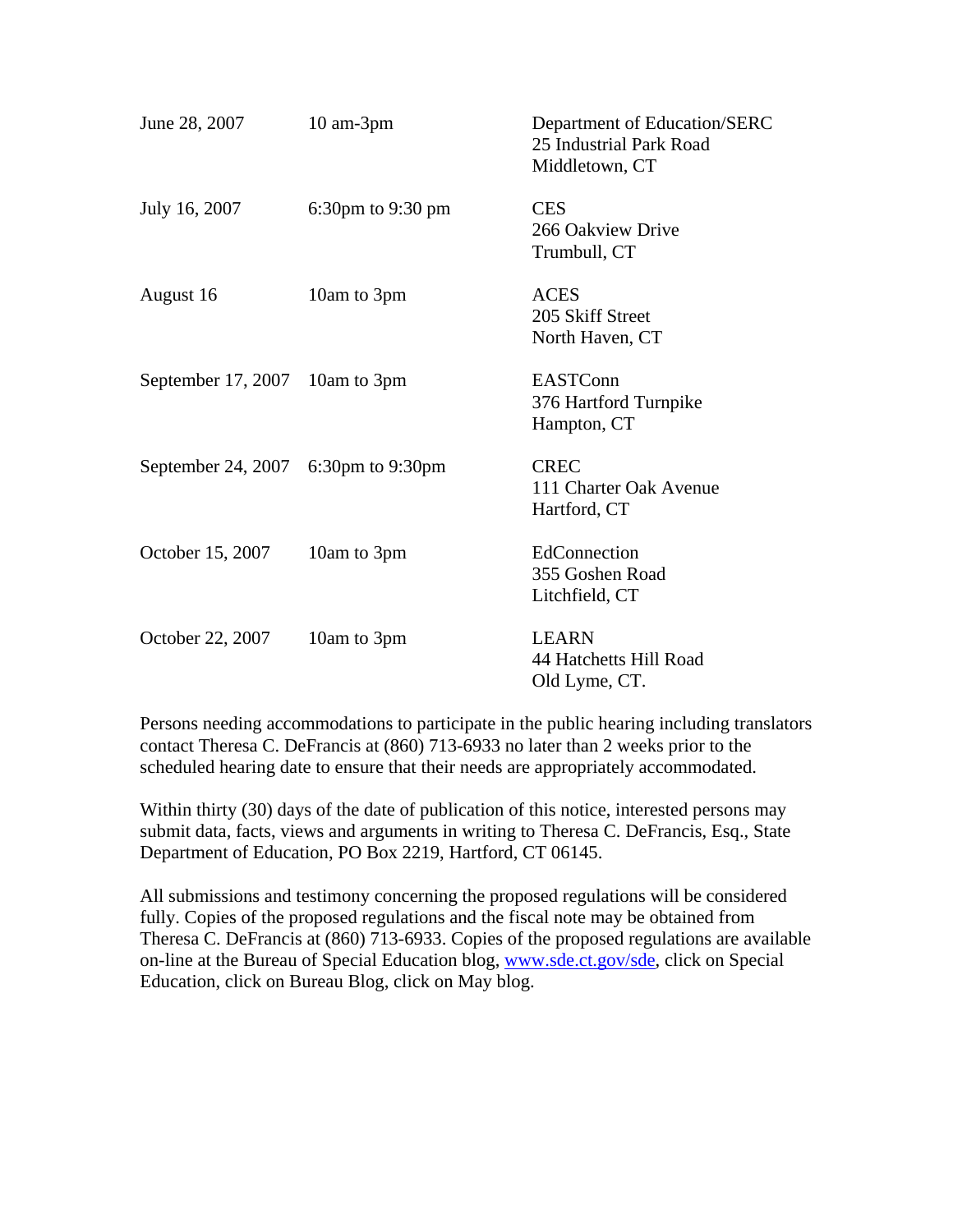| | | |
|---|---|---|
| June 28, 2007 | 10 am-3pm | Department of Education/SERC<br>25 Industrial Park Road<br>Middletown, CT |
| July 16, 2007 | 6:30pm to 9:30 pm | CES<br>266 Oakview Drive<br>Trumbull, CT |
| August 16 | 10am to 3pm | ACES<br>205 Skiff Street<br>North Haven, CT |
| September 17, 2007 | 10am to 3pm | EASTConn<br>376 Hartford Turnpike<br>Hampton, CT |
| September 24, 2007 | 6:30pm to 9:30pm | CREC<br>111 Charter Oak Avenue<br>Hartford, CT |
| October 15, 2007 | 10am to 3pm | EdConnection<br>355 Goshen Road<br>Litchfield, CT |
| October 22, 2007 | 10am to 3pm | LEARN<br>44 Hatchetts Hill Road<br>Old Lyme, CT. |

Persons needing accommodations to participate in the public hearing including translators contact Theresa C. DeFrancis at (860) 713-6933 no later than 2 weeks prior to the scheduled hearing date to ensure that their needs are appropriately accommodated.

Within thirty (30) days of the date of publication of this notice, interested persons may submit data, facts, views and arguments in writing to Theresa C. DeFrancis, Esq., State Department of Education, PO Box 2219, Hartford, CT 06145.

All submissions and testimony concerning the proposed regulations will be considered fully. Copies of the proposed regulations and the fiscal note may be obtained from Theresa C. DeFrancis at (860) 713-6933. Copies of the proposed regulations are available on-line at the Bureau of Special Education blog, www.sde.ct.gov/sde, click on Special Education, click on Bureau Blog, click on May blog.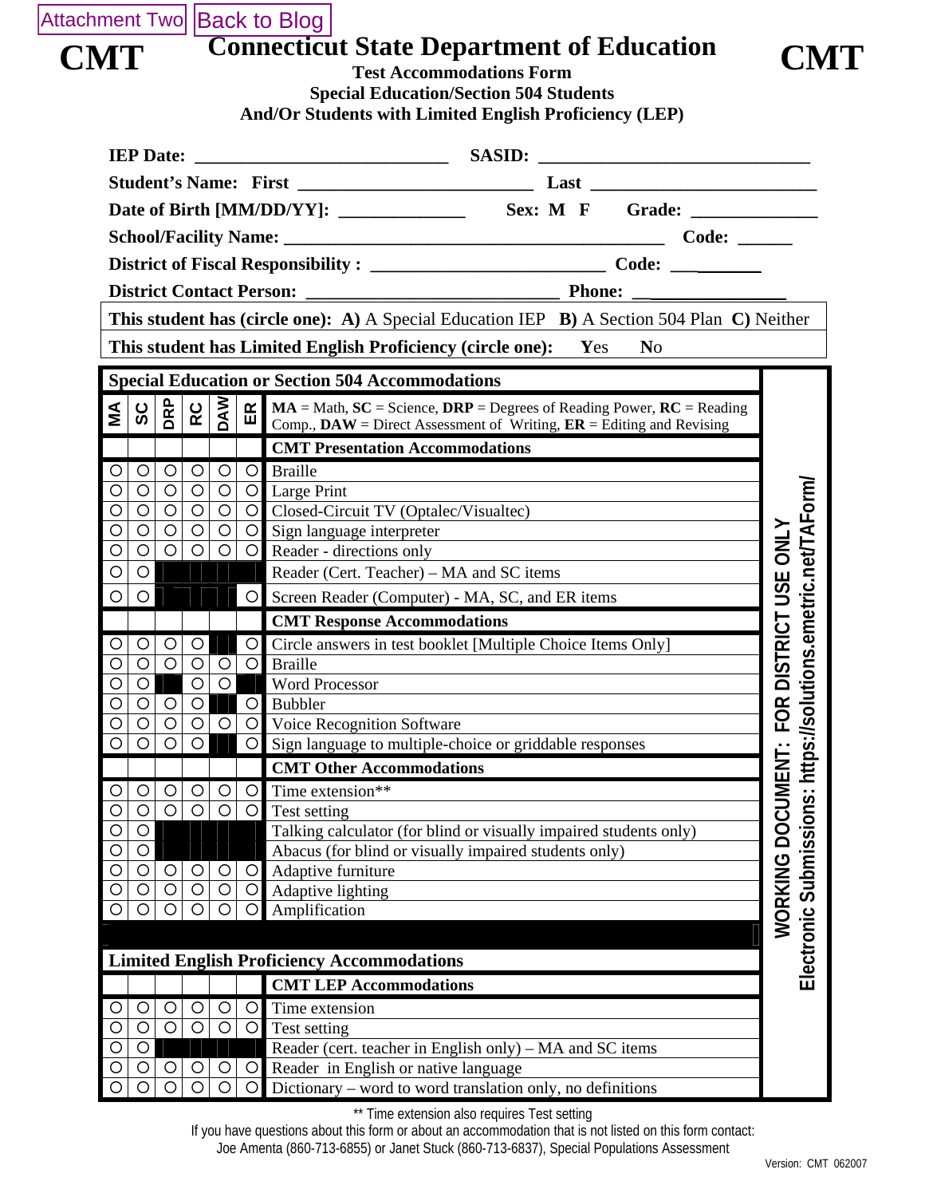Attachment Two | Back to Blog

# CMT Connecticut State Department of Education CMT

**Test Accommodations Form**
**Special Education/Section 504 Students**
**And/Or Students with Limited English Proficiency (LEP)**

**IEP Date:** ____________________________ **SASID:** ______________________________

**Student's Name: First** __________________________ **Last** _________________________

**Date of Birth [MM/DD/YY]:** ______________ **Sex: M F** **Grade:** ______________

**School/Facility Name:** ___________________________________________ **Code:** ______

**District of Fiscal Responsibility :** __________________________ **Code:** __________

**District Contact Person:** ___________________________ **Phone:** ________________

**This student has (circle one): A)** A Special Education IEP **B)** A Section 504 Plan **C)** Neither

**This student has Limited English Proficiency (circle one):** **Y**es **N**o

## Special Education or Section 504 Accommodations

| MA | SC | DRP | RC | DAW | ER | **MA** = Math, **SC** = Science, **DRP** = Degrees of Reading Power, **RC** = Reading Comp., **DAW** = Direct Assessment of Writing, **ER** = Editing and Revising |
|---|---|---|---|---|---|---|
| | | | | | | **CMT Presentation Accommodations** |
| ○ | ○ | ○ | ○ | ○ | ○ | Braille |
| ○ | ○ | ○ | ○ | ○ | ○ | Large Print |
| ○ | ○ | ○ | ○ | ○ | ○ | Closed-Circuit TV (Optalec/Visualtec) |
| ○ | ○ | ○ | ○ | ○ | ○ | Sign language interpreter |
| ○ | ○ | ○ | ○ | ○ | ○ | Reader - directions only |
| ○ | ○ | | | | | Reader (Cert. Teacher) – MA and SC items |
| ○ | ○ | | | | ○ | Screen Reader (Computer) - MA, SC, and ER items |
| | | | | | | **CMT Response Accommodations** |
| ○ | ○ | ○ | ○ | | ○ | Circle answers in test booklet [Multiple Choice Items Only] |
| ○ | ○ | ○ | ○ | ○ | ○ | Braille |
| ○ | ○ | | ○ | ○ | | Word Processor |
| ○ | ○ | ○ | ○ | | ○ | Bubbler |
| ○ | ○ | ○ | ○ | ○ | ○ | Voice Recognition Software |
| ○ | ○ | ○ | ○ | | ○ | Sign language to multiple-choice or griddable responses |
| | | | | | | **CMT Other Accommodations** |
| ○ | ○ | ○ | ○ | ○ | ○ | Time extension** |
| ○ | ○ | ○ | ○ | ○ | ○ | Test setting |
| ○ | ○ | | | | | Talking calculator (for blind or visually impaired students only) |
| ○ | ○ | | | | | Abacus (for blind or visually impaired students only) |
| ○ | ○ | ○ | ○ | ○ | ○ | Adaptive furniture |
| ○ | ○ | ○ | ○ | ○ | ○ | Adaptive lighting |
| ○ | ○ | ○ | ○ | ○ | ○ | Amplification |

## Limited English Proficiency Accommodations

| MA | SC | DRP | RC | DAW | ER | **CMT LEP Accommodations** |
|---|---|---|---|---|---|---|
| ○ | ○ | ○ | ○ | ○ | ○ | Time extension |
| ○ | ○ | ○ | ○ | ○ | ○ | Test setting |
| ○ | ○ | | | | | Reader (cert. teacher in English only) – MA and SC items |
| ○ | ○ | ○ | ○ | ○ | ○ | Reader in English or native language |
| ○ | ○ | ○ | ○ | ○ | ○ | Dictionary – word to word translation only, no definitions |

WORKING DOCUMENT: FOR DISTRICT USE ONLY
Electronic Submissions: https://solutions.emetric.net/TAForm/

** Time extension also requires Test setting

If you have questions about this form or about an accommodation that is not listed on this form contact:
Joe Amenta (860-713-6855) or Janet Stuck (860-713-6837), Special Populations Assessment

Version: CMT 062007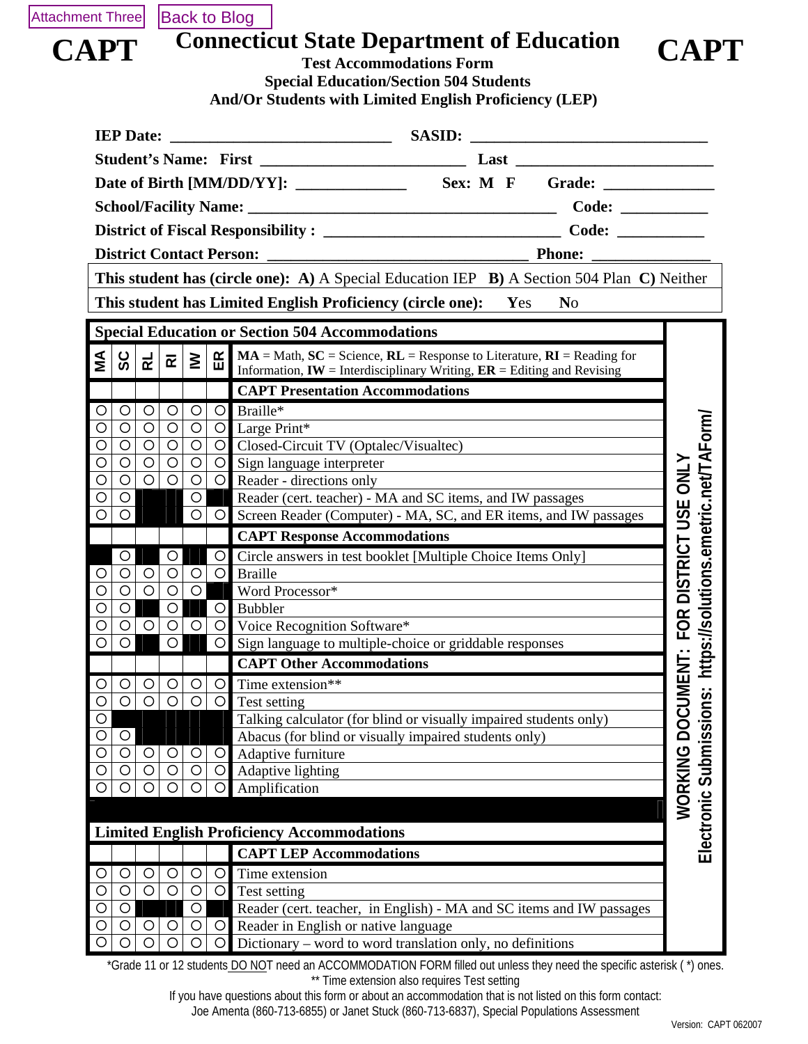Attachment Three | Back to Blog

# CAPT — Connecticut State Department of Education — CAPT

**Test Accommodations Form**
**Special Education/Section 504 Students**
**And/Or Students with Limited English Proficiency (LEP)**

**IEP Date:** ____________________________ **SASID:** ______________________________

**Student's Name: First** ________________________ **Last** ________________________

**Date of Birth [MM/DD/YY]:** ______________ **Sex: M F** **Grade:** ______________

**School/Facility Name:** ______________________________________ **Code:** ___________

**District of Fiscal Responsibility :** ______________________________ **Code:** ___________

**District Contact Person:** _________________________________ **Phone:** _______________

**This student has (circle one): A)** A Special Education IEP **B)** A Section 504 Plan **C)** Neither

**This student has Limited English Proficiency (circle one):** **Y**es **N**o

## Special Education or Section 504 Accommodations

**MA** = Math, **SC** = Science, **RL** = Response to Literature, **RI** = Reading for Information, **IW** = Interdisciplinary Writing, **ER** = Editing and Revising

| MA | SC | RL | RI | IW | ER | CAPT Presentation Accommodations |
|---|---|---|---|---|---|---|
| ○ | ○ | ○ | ○ | ○ | ○ | Braille* |
| ○ | ○ | ○ | ○ | ○ | ○ | Large Print* |
| ○ | ○ | ○ | ○ | ○ | ○ | Closed-Circuit TV (Optalec/Visualtec) |
| ○ | ○ | ○ | ○ | ○ | ○ | Sign language interpreter |
| ○ | ○ | ○ | ○ | ○ | ○ | Reader - directions only |
| ○ | ○ | | | ○ | | Reader (cert. teacher) - MA and SC items, and IW passages |
| ○ | ○ | | | ○ | ○ | Screen Reader (Computer) - MA, SC, and ER items, and IW passages |

| MA | SC | RL | RI | IW | ER | CAPT Response Accommodations |
|---|---|---|---|---|---|---|
| | ○ | | ○ | | ○ | Circle answers in test booklet [Multiple Choice Items Only] |
| ○ | ○ | ○ | ○ | ○ | ○ | Braille |
| ○ | ○ | ○ | ○ | ○ | | Word Processor* |
| ○ | ○ | | ○ | | ○ | Bubbler |
| ○ | ○ | ○ | ○ | ○ | ○ | Voice Recognition Software* |
| ○ | ○ | | ○ | | ○ | Sign language to multiple-choice or griddable responses |

| MA | SC | RL | RI | IW | ER | CAPT Other Accommodations |
|---|---|---|---|---|---|---|
| ○ | ○ | ○ | ○ | ○ | ○ | Time extension** |
| ○ | ○ | ○ | ○ | ○ | ○ | Test setting |
| ○ | | | | | | Talking calculator (for blind or visually impaired students only) |
| ○ | ○ | | | | | Abacus (for blind or visually impaired students only) |
| ○ | ○ | ○ | ○ | ○ | ○ | Adaptive furniture |
| ○ | ○ | ○ | ○ | ○ | ○ | Adaptive lighting |
| ○ | ○ | ○ | ○ | ○ | ○ | Amplification |

## Limited English Proficiency Accommodations

| MA | SC | RL | RI | IW | ER | CAPT LEP Accommodations |
|---|---|---|---|---|---|---|
| ○ | ○ | ○ | ○ | ○ | ○ | Time extension |
| ○ | ○ | ○ | ○ | ○ | ○ | Test setting |
| ○ | ○ | | | ○ | | Reader (cert. teacher, in English) - MA and SC items and IW passages |
| ○ | ○ | ○ | ○ | ○ | ○ | Reader in English or native language |
| ○ | ○ | ○ | ○ | ○ | ○ | Dictionary – word to word translation only, no definitions |

WORKING DOCUMENT: FOR DISTRICT USE ONLY
Electronic Submissions: https://solutions.emetric.net/TAForm/

*Grade 11 or 12 students DO NOT need an ACCOMMODATION FORM filled out unless they need the specific asterisk ( *) ones.
** Time extension also requires Test setting
If you have questions about this form or about an accommodation that is not listed on this form contact:
Joe Amenta (860-713-6855) or Janet Stuck (860-713-6837), Special Populations Assessment

Version: CAPT 062007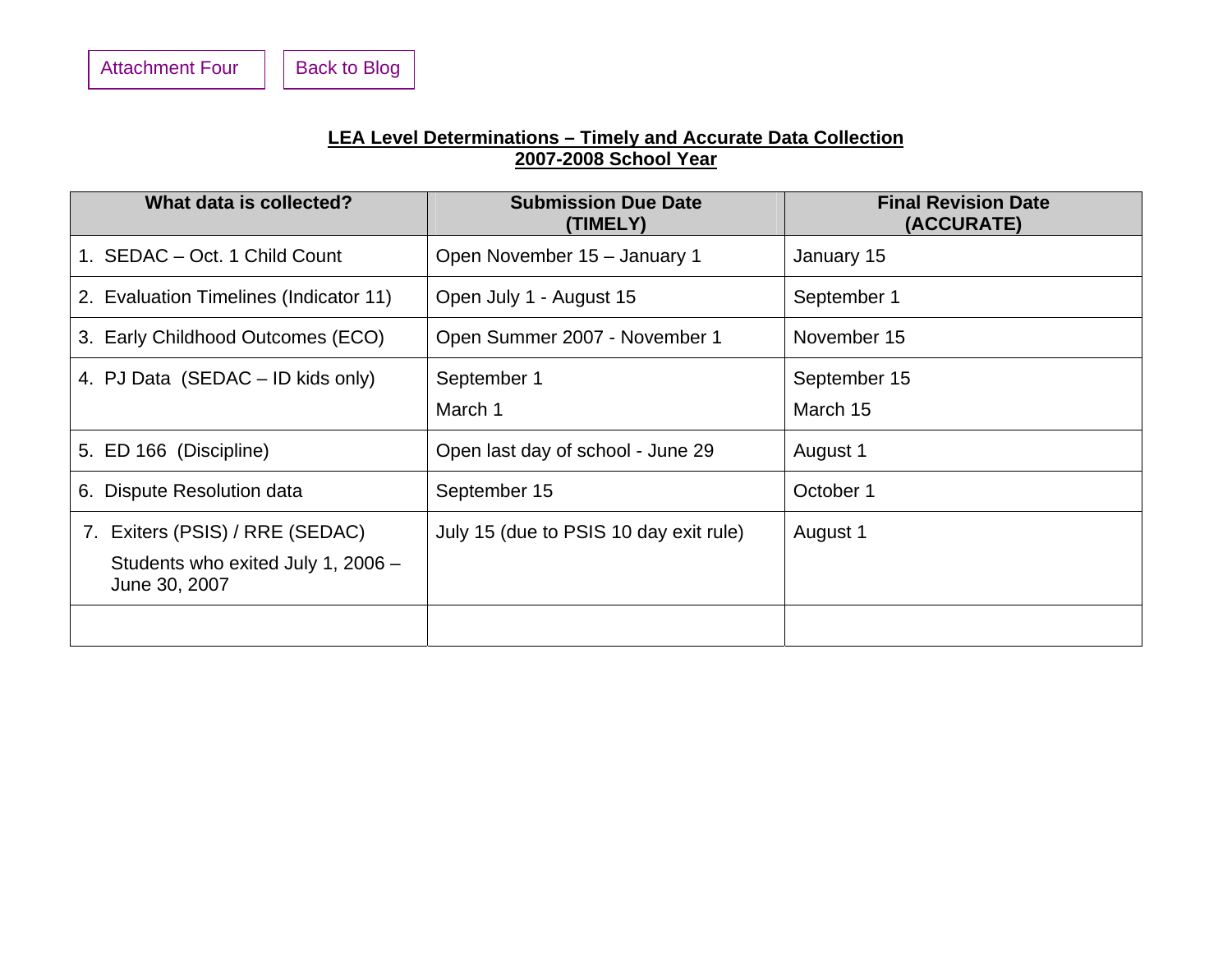Attachment Four    Back to Blog

## LEA Level Determinations – Timely and Accurate Data Collection
## 2007-2008 School Year

| What data is collected? | Submission Due Date (TIMELY) | Final Revision Date (ACCURATE) |
|---|---|---|
| 1. SEDAC – Oct. 1 Child Count | Open November 15 – January 1 | January 15 |
| 2. Evaluation Timelines (Indicator 11) | Open July 1 - August 15 | September 1 |
| 3. Early Childhood Outcomes (ECO) | Open Summer 2007 - November 1 | November 15 |
| 4. PJ Data (SEDAC – ID kids only) | September 1<br>March 1 | September 15<br>March 15 |
| 5. ED 166 (Discipline) | Open last day of school - June 29 | August 1 |
| 6. Dispute Resolution data | September 15 | October 1 |
| 7. Exiters (PSIS) / RRE (SEDAC)<br>Students who exited July 1, 2006 – June 30, 2007 | July 15 (due to PSIS 10 day exit rule) | August 1 |
| | | |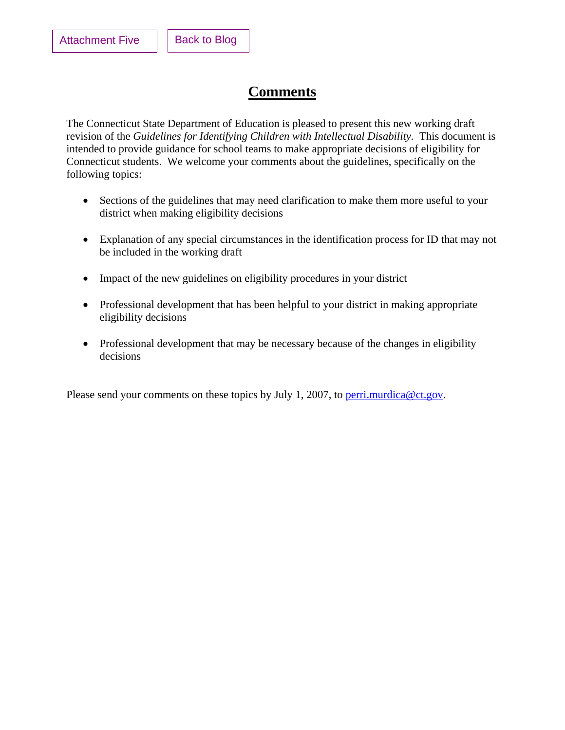Attachment Five

Back to Blog

# Comments

The Connecticut State Department of Education is pleased to present this new working draft revision of the *Guidelines for Identifying Children with Intellectual Disability*. This document is intended to provide guidance for school teams to make appropriate decisions of eligibility for Connecticut students. We welcome your comments about the guidelines, specifically on the following topics:

- Sections of the guidelines that may need clarification to make them more useful to your district when making eligibility decisions
- Explanation of any special circumstances in the identification process for ID that may not be included in the working draft
- Impact of the new guidelines on eligibility procedures in your district
- Professional development that has been helpful to your district in making appropriate eligibility decisions
- Professional development that may be necessary because of the changes in eligibility decisions

Please send your comments on these topics by July 1, 2007, to perri.murdica@ct.gov.